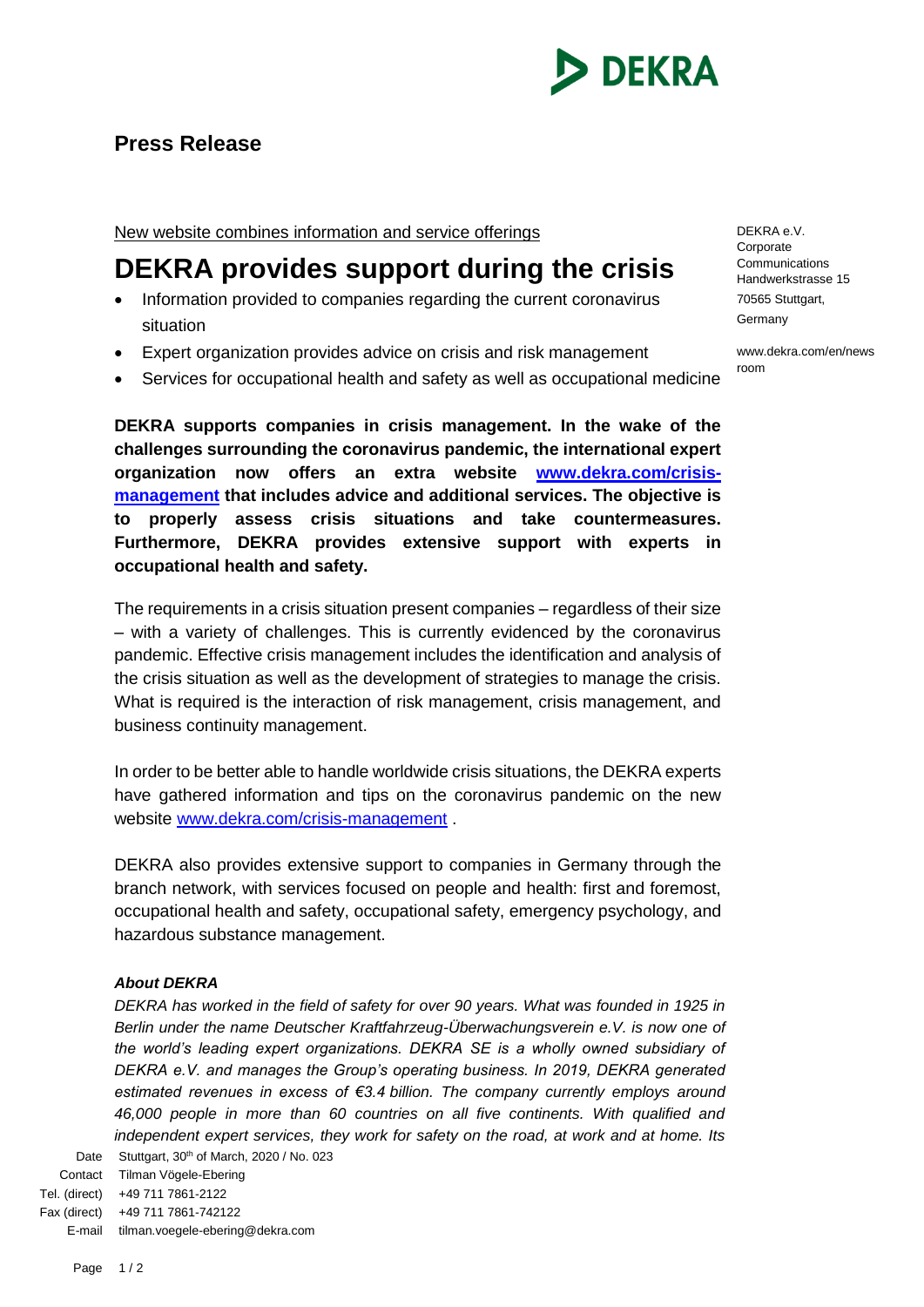# Press Release

DEKRA e.V.
Corporate Communications
Handwerkstrasse 15
70565 Stuttgart,
Germany

www.dekra.com/en/newsroom

New website combines information and service offerings

## DEKRA provides support during the crisis

- Information provided to companies regarding the current coronavirus situation
- Expert organization provides advice on crisis and risk management
- Services for occupational health and safety as well as occupational medicine

**DEKRA supports companies in crisis management. In the wake of the challenges surrounding the coronavirus pandemic, the international expert organization now offers an extra website [www.dekra.com/crisis-management](www.dekra.com/crisis-management) that includes advice and additional services. The objective is to properly assess crisis situations and take countermeasures. Furthermore, DEKRA provides extensive support with experts in occupational health and safety.**

The requirements in a crisis situation present companies – regardless of their size – with a variety of challenges. This is currently evidenced by the coronavirus pandemic. Effective crisis management includes the identification and analysis of the crisis situation as well as the development of strategies to manage the crisis. What is required is the interaction of risk management, crisis management, and business continuity management.

In order to be better able to handle worldwide crisis situations, the DEKRA experts have gathered information and tips on the coronavirus pandemic on the new website [www.dekra.com/crisis-management](www.dekra.com/crisis-management) .

DEKRA also provides extensive support to companies in Germany through the branch network, with services focused on people and health: first and foremost, occupational health and safety, occupational safety, emergency psychology, and hazardous substance management.

***About DEKRA***

*DEKRA has worked in the field of safety for over 90 years. What was founded in 1925 in Berlin under the name Deutscher Kraftfahrzeug-Überwachungsverein e.V. is now one of the world's leading expert organizations. DEKRA SE is a wholly owned subsidiary of DEKRA e.V. and manages the Group's operating business. In 2019, DEKRA generated estimated revenues in excess of €3.4 billion. The company currently employs around 46,000 people in more than 60 countries on all five continents. With qualified and independent expert services, they work for safety on the road, at work and at home. Its*

Date: Stuttgart, 30th of March, 2020 / No. 023
Contact: Tilman Vögele-Ebering
Tel. (direct): +49 711 7861-2122
Fax (direct): +49 711 7861-742122
E-mail: tilman.voegele-ebering@dekra.com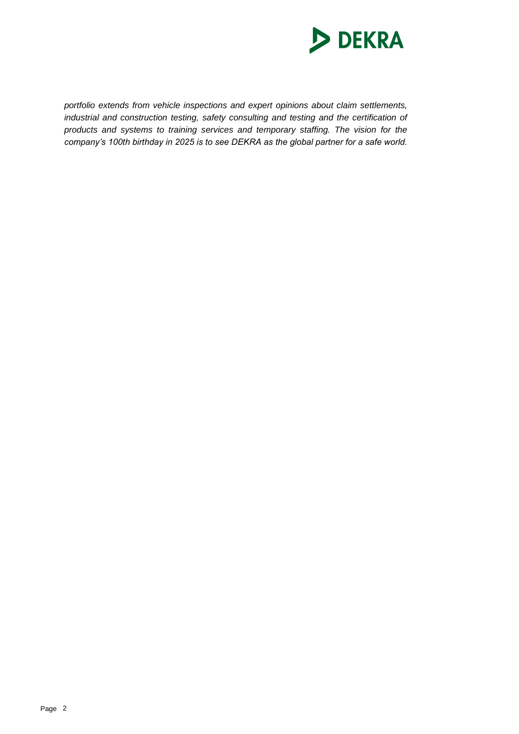*portfolio extends from vehicle inspections and expert opinions about claim settlements, industrial and construction testing, safety consulting and testing and the certification of products and systems to training services and temporary staffing. The vision for the company's 100th birthday in 2025 is to see DEKRA as the global partner for a safe world.*